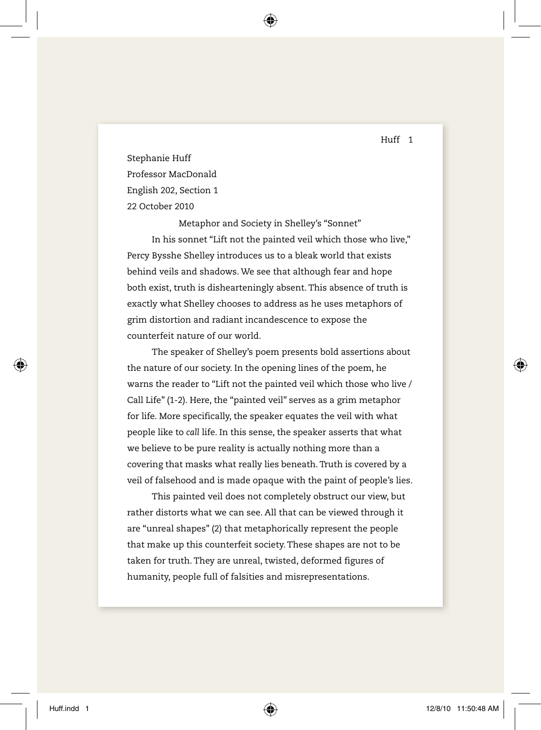Stephanie Huff

Professor MacDonald

English 202, Section 1

22 October 2010

# Metaphor and Society in Shelley's "Sonnet"

In his sonnet "Lift not the painted veil which those who live," Percy Bysshe Shelley introduces us to a bleak world that exists behind veils and shadows. We see that although fear and hope both exist, truth is dishearteningly absent. This absence of truth is exactly what Shelley chooses to address as he uses metaphors of grim distortion and radiant incandescence to expose the counterfeit nature of our world.

The speaker of Shelley's poem presents bold assertions about the nature of our society. In the opening lines of the poem, he warns the reader to "Lift not the painted veil which those who live / Call Life" (1-2). Here, the "painted veil" serves as a grim metaphor for life. More specifically, the speaker equates the veil with what people like to *call* life. In this sense, the speaker asserts that what we believe to be pure reality is actually nothing more than a covering that masks what really lies beneath. Truth is covered by a veil of falsehood and is made opaque with the paint of people's lies.

This painted veil does not completely obstruct our view, but rather distorts what we can see. All that can be viewed through it are "unreal shapes" (2) that metaphorically represent the people that make up this counterfeit society. These shapes are not to be taken for truth. They are unreal, twisted, deformed figures of humanity, people full of falsities and misrepresentations.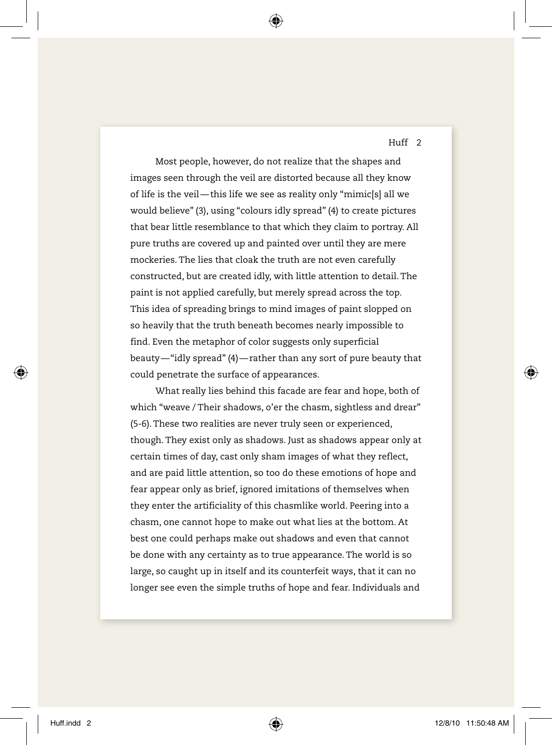Most people, however, do not realize that the shapes and images seen through the veil are distorted because all they know of life is the veil—this life we see as reality only "mimic[s] all we would believe" (3), using "colours idly spread" (4) to create pictures that bear little resemblance to that which they claim to portray. All pure truths are covered up and painted over until they are mere mockeries. The lies that cloak the truth are not even carefully constructed, but are created idly, with little attention to detail. The paint is not applied carefully, but merely spread across the top. This idea of spreading brings to mind images of paint slopped on so heavily that the truth beneath becomes nearly impossible to find. Even the metaphor of color suggests only superficial beauty—"idly spread" (4)—rather than any sort of pure beauty that could penetrate the surface of appearances.

What really lies behind this facade are fear and hope, both of which "weave / Their shadows, o'er the chasm, sightless and drear" (5-6). These two realities are never truly seen or experienced, though. They exist only as shadows. Just as shadows appear only at certain times of day, cast only sham images of what they reflect, and are paid little attention, so too do these emotions of hope and fear appear only as brief, ignored imitations of themselves when they enter the artificiality of this chasmlike world. Peering into a chasm, one cannot hope to make out what lies at the bottom. At best one could perhaps make out shadows and even that cannot be done with any certainty as to true appearance. The world is so large, so caught up in itself and its counterfeit ways, that it can no longer see even the simple truths of hope and fear. Individuals and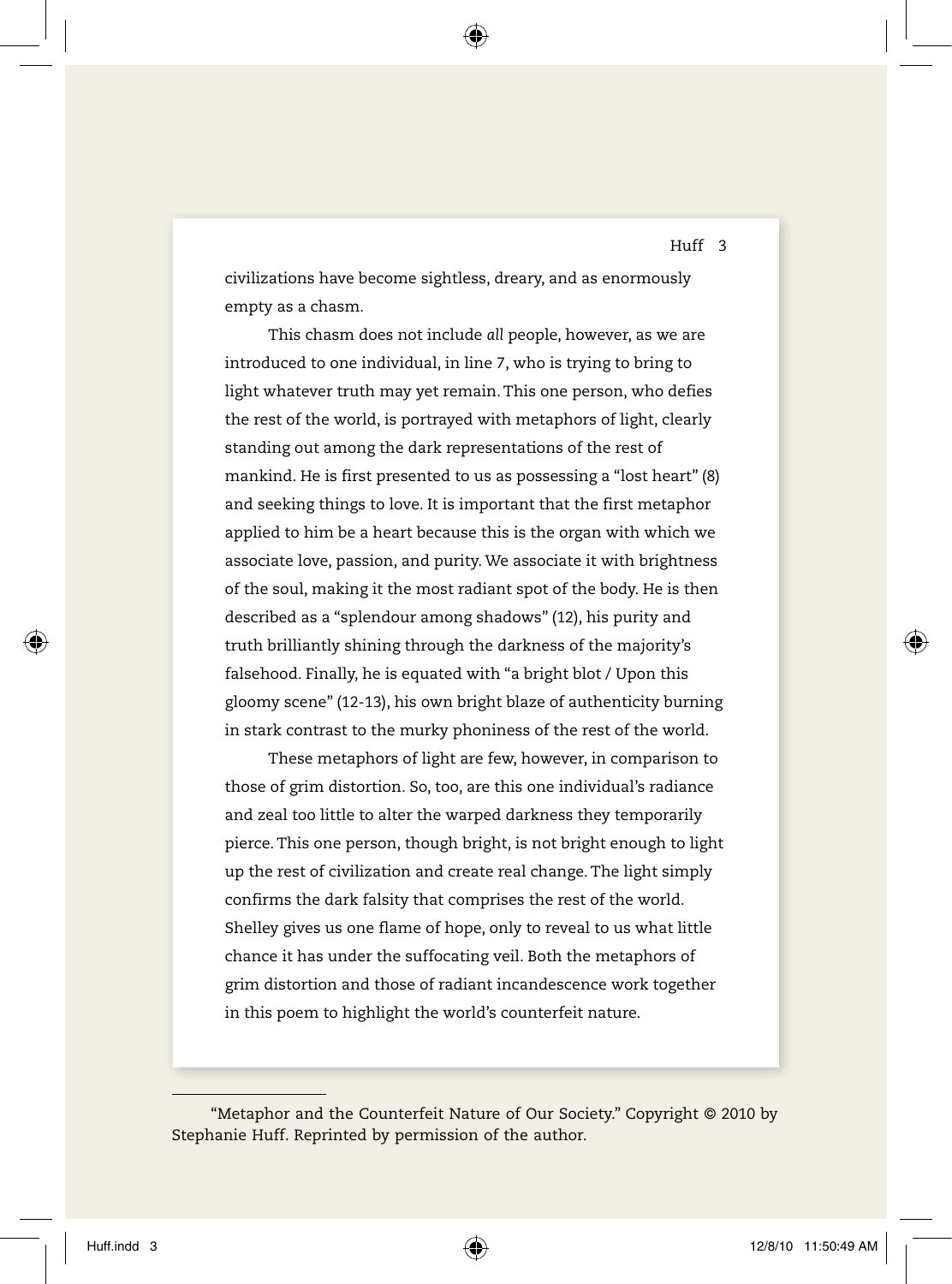civilizations have become sightless, dreary, and as enormously empty as a chasm.

This chasm does not include *all* people, however, as we are introduced to one individual, in line 7, who is trying to bring to light whatever truth may yet remain. This one person, who defies the rest of the world, is portrayed with metaphors of light, clearly standing out among the dark representations of the rest of mankind. He is first presented to us as possessing a "lost heart" (8) and seeking things to love. It is important that the first metaphor applied to him be a heart because this is the organ with which we associate love, passion, and purity. We associate it with brightness of the soul, making it the most radiant spot of the body. He is then described as a "splendour among shadows" (12), his purity and truth brilliantly shining through the darkness of the majority's falsehood. Finally, he is equated with "a bright blot / Upon this gloomy scene" (12-13), his own bright blaze of authenticity burning in stark contrast to the murky phoniness of the rest of the world.

These metaphors of light are few, however, in comparison to those of grim distortion. So, too, are this one individual's radiance and zeal too little to alter the warped darkness they temporarily pierce. This one person, though bright, is not bright enough to light up the rest of civilization and create real change. The light simply confirms the dark falsity that comprises the rest of the world. Shelley gives us one flame of hope, only to reveal to us what little chance it has under the suffocating veil. Both the metaphors of grim distortion and those of radiant incandescence work together in this poem to highlight the world's counterfeit nature.

---

"Metaphor and the Counterfeit Nature of Our Society." Copyright © 2010 by Stephanie Huff. Reprinted by permission of the author.